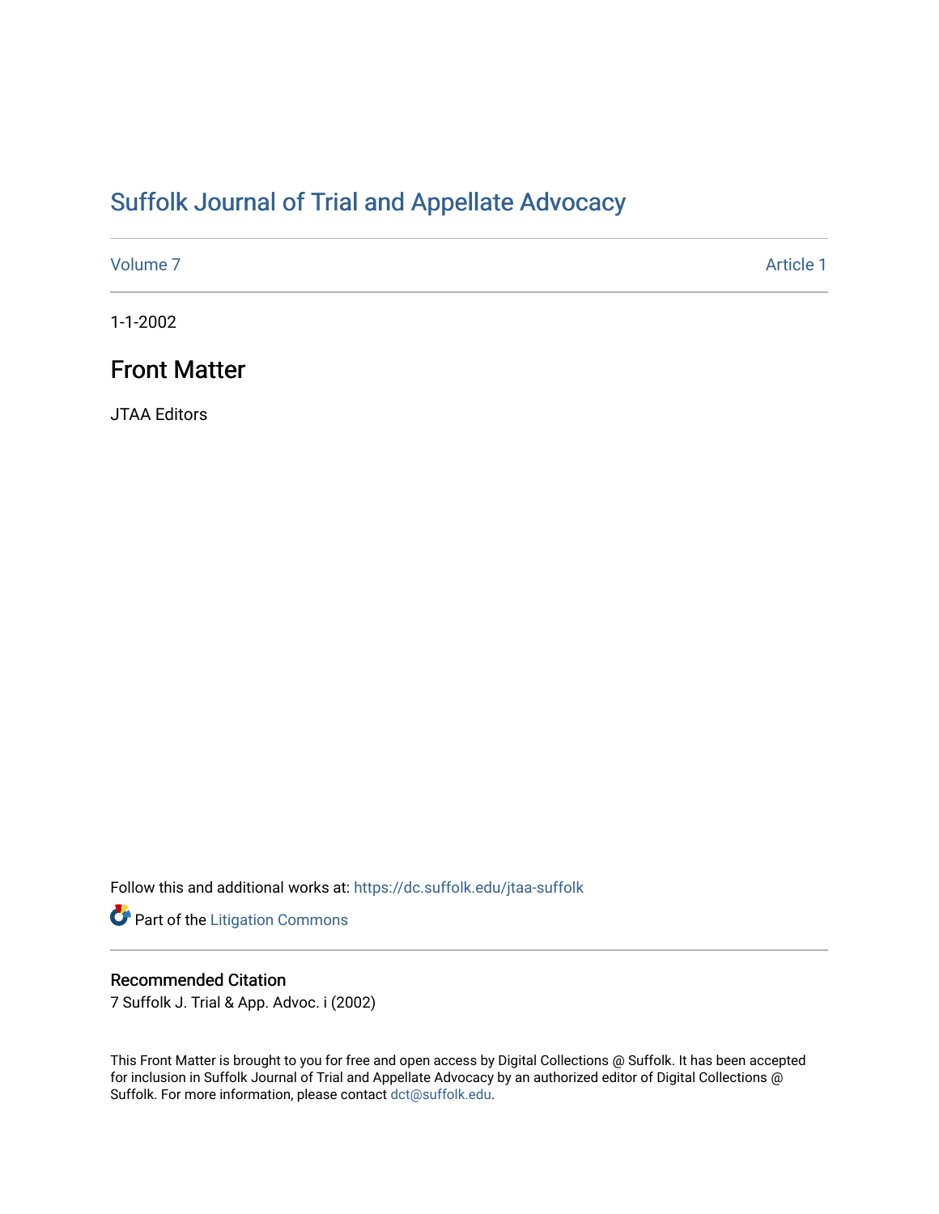# Suffolk Journal of Trial and Appellate Advocacy

Volume 7 | Article 1

1-1-2002

## Front Matter

JTAA Editors

Follow this and additional works at: https://dc.suffolk.edu/jtaa-suffolk

Part of the Litigation Commons

### Recommended Citation

7 Suffolk J. Trial & App. Advoc. i (2002)

This Front Matter is brought to you for free and open access by Digital Collections @ Suffolk. It has been accepted for inclusion in Suffolk Journal of Trial and Appellate Advocacy by an authorized editor of Digital Collections @ Suffolk. For more information, please contact dct@suffolk.edu.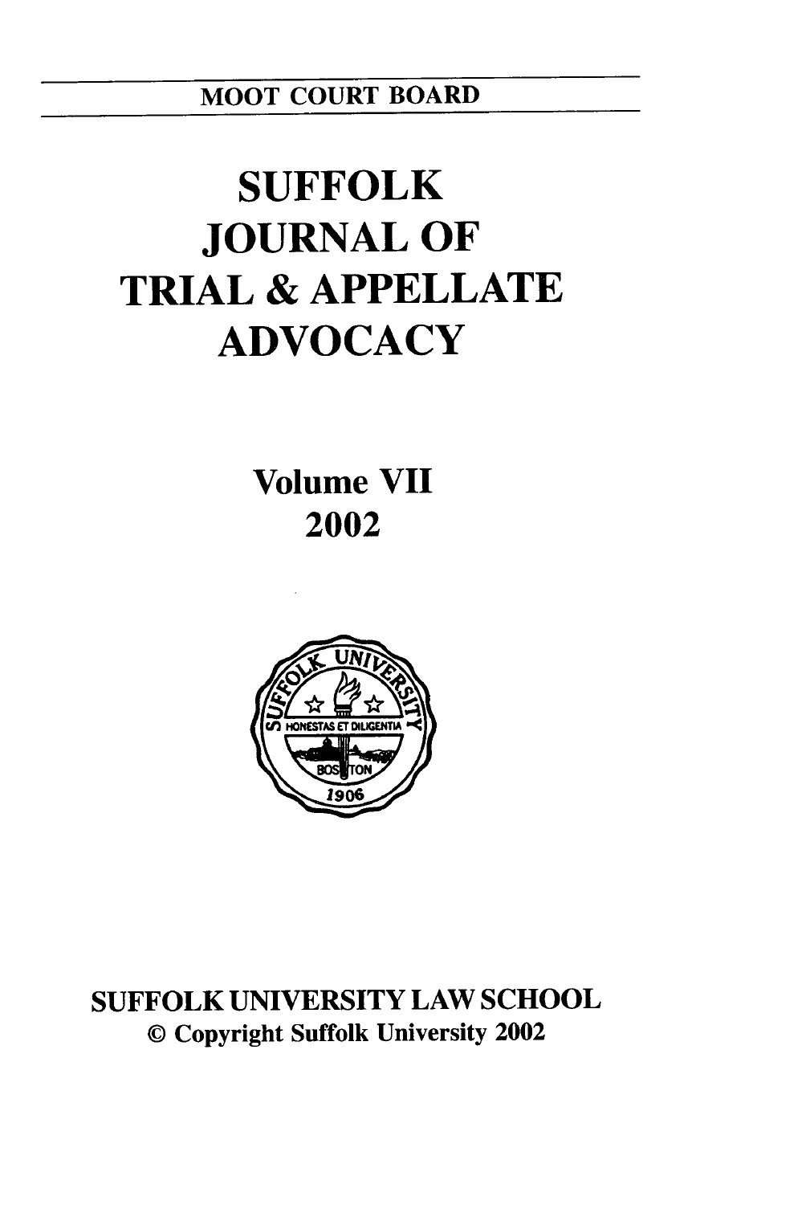MOOT COURT BOARD

# SUFFOLK JOURNAL OF TRIAL & APPELLATE ADVOCACY

## Volume VII
## 2002

SUFFOLK UNIVERSITY LAW SCHOOL

© Copyright Suffolk University 2002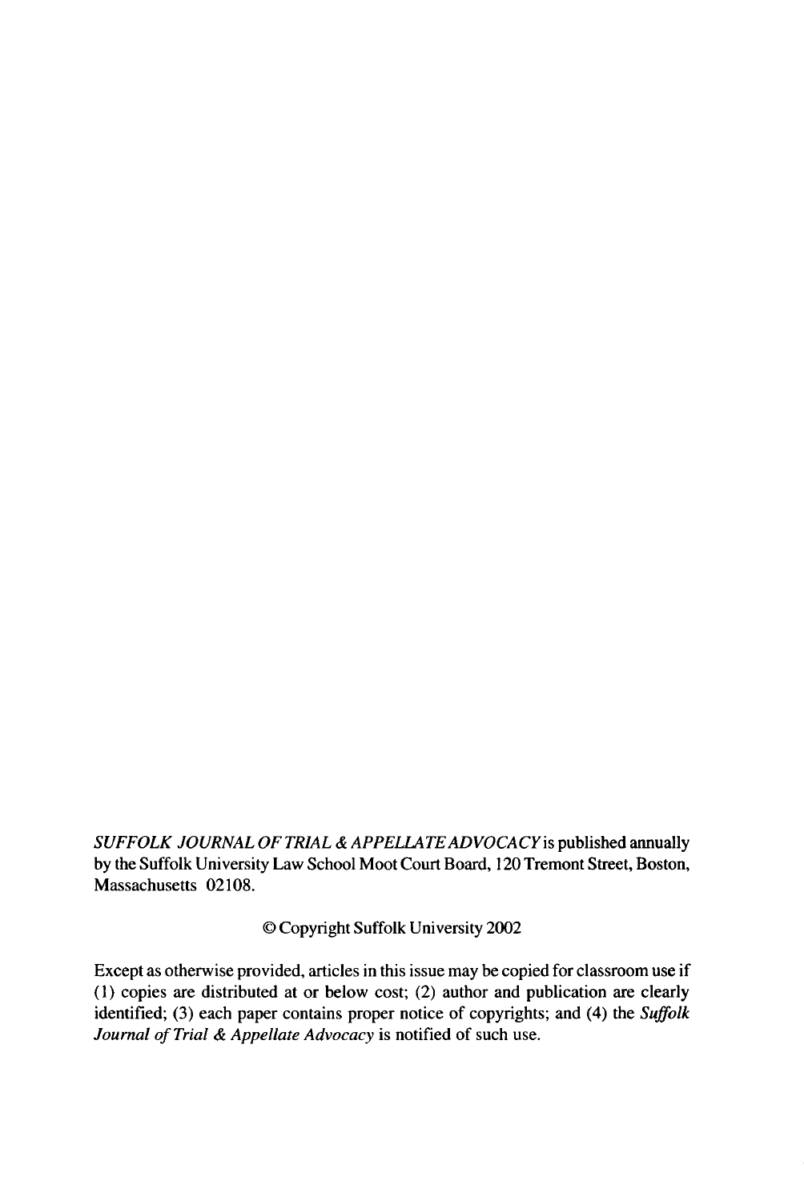*SUFFOLK JOURNAL OF TRIAL & APPELLATE ADVOCACY* is published annually by the Suffolk University Law School Moot Court Board, 120 Tremont Street, Boston, Massachusetts 02108.

© Copyright Suffolk University 2002

Except as otherwise provided, articles in this issue may be copied for classroom use if (1) copies are distributed at or below cost; (2) author and publication are clearly identified; (3) each paper contains proper notice of copyrights; and (4) the *Suffolk Journal of Trial & Appellate Advocacy* is notified of such use.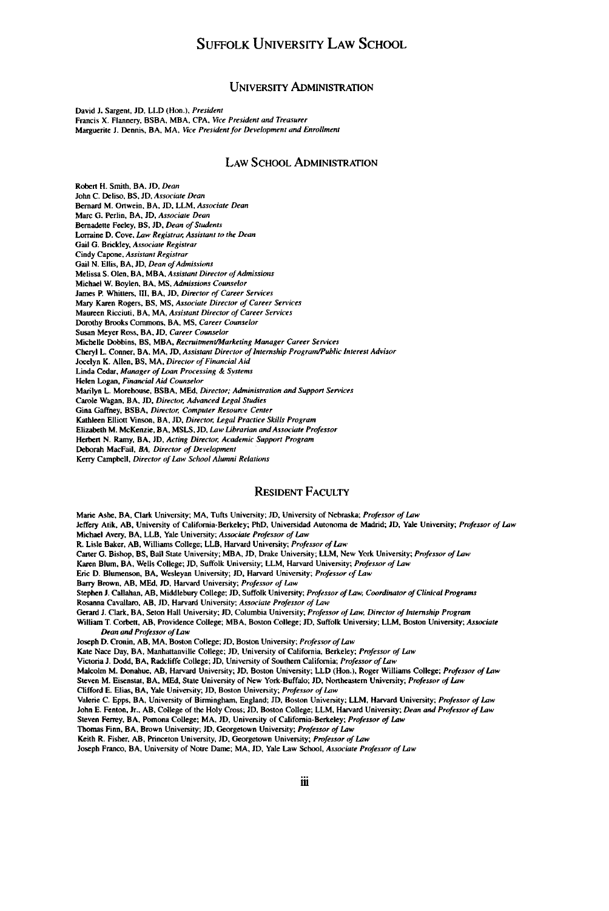# SUFFOLK UNIVERSITY LAW SCHOOL

## UNIVERSITY ADMINISTRATION

David J. Sargent, JD, LLD (Hon.), *President*
Francis X. Flannery, BSBA, MBA, CPA, *Vice President and Treasurer*
Marguerite J. Dennis, BA, MA, *Vice President for Development and Enrollment*

## LAW SCHOOL ADMINISTRATION

Robert H. Smith, BA, JD, *Dean*
John C. Deliso, BS, JD, *Associate Dean*
Bernard M. Ortwein, BA, JD, LLM, *Associate Dean*
Marc G. Perlin, BA, JD, *Associate Dean*
Bernadette Feeley, BS, JD, *Dean of Students*
Lorraine D. Cove, *Law Registrar, Assistant to the Dean*
Gail G. Brickley, *Associate Registrar*
Cindy Capone, *Assistant Registrar*
Gail N. Ellis, BA, JD, *Dean of Admissions*
Melissa S. Olen, BA, MBA, *Assistant Director of Admissions*
Michael W. Boylen, BA, MS, *Admissions Counselor*
James P. Whitters, III, BA, JD, *Director of Career Services*
Mary Karen Rogers, BS, MS, *Associate Director of Career Services*
Maureen Ricciuti, BA, MA, *Assistant Director of Career Services*
Dorothy Brooks Commons, BA, MS, *Career Counselor*
Susan Meyer Ross, BA, JD, *Career Counselor*
Michelle Dobbins, BS, MBA, *Recruitment/Marketing Manager Career Services*
Cheryl L. Conner, BA, MA, JD, *Assistant Director of Internship Program/Public Interest Advisor*
Jocelyn K. Allen, BS, MA, *Director of Financial Aid*
Linda Cedar, *Manager of Loan Processing & Systems*
Helen Logan, *Financial Aid Counselor*
Marilyn L. Morehouse, BSBA, MEd, *Director; Administration and Support Services*
Carole Wagan, BA, JD, *Director, Advanced Legal Studies*
Gina Gaffney, BSBA, *Director, Computer Resource Center*
Kathleen Elliott Vinson, BA, JD, *Director, Legal Practice Skills Program*
Elizabeth M. McKenzie, BA, MSLS, JD, *Law Librarian and Associate Professor*
Herbert N. Ramy, BA, JD, *Acting Director, Academic Support Program*
Deborah MacFail, *BA, Director of Development*
Kerry Campbell, *Director of Law School Alumni Relations*

## RESIDENT FACULTY

Marie Ashe, BA, Clark University; MA, Tufts University; JD, University of Nebraska; *Professor of Law*
Jeffery Atik, AB, University of California-Berkeley; PhD, Universidad Autonoma de Madrid; JD, Yale University; *Professor of Law*
Michael Avery, BA, LLB, Yale University; *Associate Professor of Law*
R. Lisle Baker, AB, Williams College; LLB, Harvard University; *Professor of Law*
Carter G. Bishop, BS, Ball State University; MBA, JD, Drake University; LLM, New York University; *Professor of Law*
Karen Blum, BA, Wells College; JD, Suffolk University; LLM, Harvard University; *Professor of Law*
Eric D. Blumenson, BA, Wesleyan University; JD, Harvard University; *Professor of Law*
Barry Brown, AB, MEd, JD, Harvard University; *Professor of Law*
Stephen J. Callahan, AB, Middlebury College; JD, Suffolk University; *Professor of Law, Coordinator of Clinical Programs*
Rosanna Cavallaro, AB, JD, Harvard University; *Associate Professor of Law*
Gerard J. Clark, BA, Seton Hall University; JD, Columbia University; *Professor of Law, Director of Internship Program*
William T. Corbett, AB, Providence College; MBA, Boston College; JD, Suffolk University; LLM, Boston University; *Associate Dean and Professor of Law*
Joseph D. Cronin, AB, MA, Boston College; JD, Boston University; *Professor of Law*
Kate Nace Day, BA, Manhattanville College; JD, University of California, Berkeley; *Professor of Law*
Victoria J. Dodd, BA, Radcliffe College; JD, University of Southern California; *Professor of Law*
Malcolm M. Donahue, AB, Harvard University; JD, Boston University; LLD (Hon.), Roger Williams College; *Professor of Law*
Steven M. Eisenstat, BA, MEd, State University of New York-Buffalo; JD, Northeastern University; *Professor of Law*
Clifford E. Elias, BA, Yale University; JD, Boston University; *Professor of Law*
Valerie C. Epps, BA, University of Birmingham, England; JD, Boston University; LLM, Harvard University; *Professor of Law*
John E. Fenton, Jr., AB, College of the Holy Cross; JD, Boston College; LLM, Harvard University; *Dean and Professor of Law*
Steven Ferrey, BA, Pomona College; MA, JD, University of California-Berkeley; *Professor of Law*
Thomas Finn, BA, Brown University; JD, Georgetown University; *Professor of Law*
Keith R. Fisher, AB, Princeton University, JD, Georgetown University; *Professor of Law*
Joseph Franco, BA, University of Notre Dame; MA, JD, Yale Law School, *Associate Professor of Law*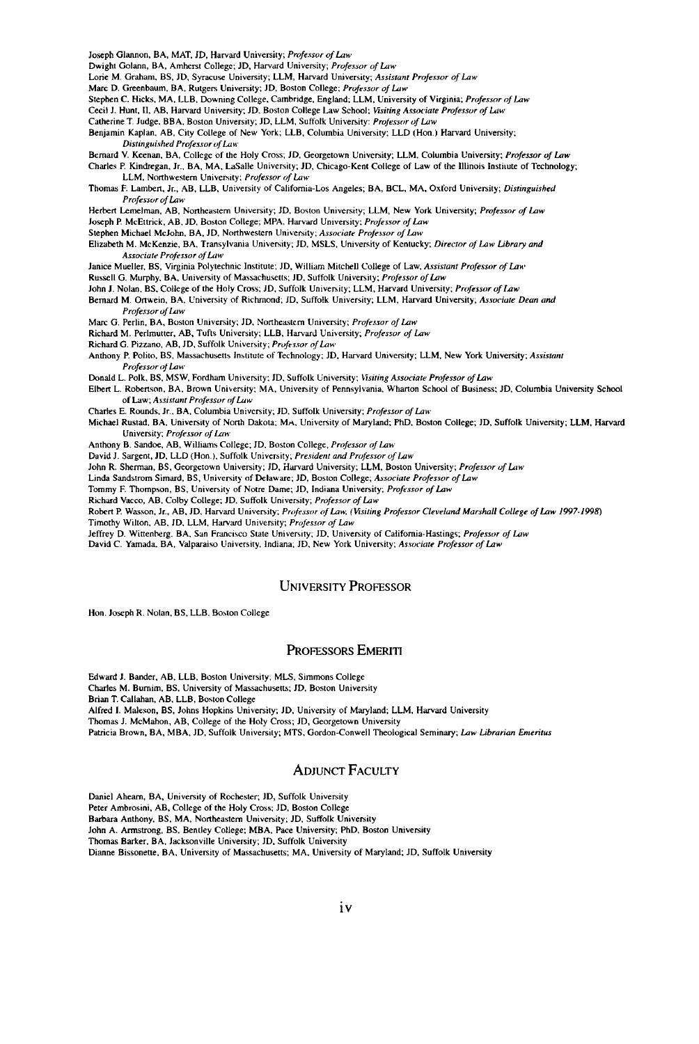Joseph Glannon, BA, MAT, JD, Harvard University; *Professor of Law*
Dwight Golann, BA, Amherst College; JD, Harvard University; *Professor of Law*
Lorie M. Graham, BS, JD, Syracuse University; LLM, Harvard University; *Assistant Professor of Law*
Marc D. Greenbaum, BA, Rutgers University; JD, Boston College; *Professor of Law*
Stephen C. Hicks, MA, LLB, Downing College, Cambridge, England; LLM, University of Virginia; *Professor of Law*
Cecil J. Hunt, II, AB, Harvard University; JD, Boston College Law School; *Visiting Associate Professor of Law*
Catherine T. Judge, BBA, Boston University; JD, LLM, Suffolk University; *Professor of Law*
Benjamin Kaplan, AB, City College of New York; LLB, Columbia University; LLD (Hon.) Harvard University; *Distinguished Professor of Law*
Bernard V. Keenan, BA, College of the Holy Cross; JD, Georgetown University; LLM, Columbia University; *Professor of Law*
Charles P. Kindregan, Jr., BA, MA, LaSalle University; JD, Chicago-Kent College of Law of the Illinois Institute of Technology; LLM, Northwestern University; *Professor of Law*
Thomas F. Lambert, Jr., AB, LLB, University of California-Los Angeles; BA, BCL, MA, Oxford University; *Distinguished Professor of Law*
Herbert Lemelman, AB, Northeastern University; JD, Boston University; LLM, New York University; *Professor of Law*
Joseph P. McEttrick, AB, JD, Boston College; MPA, Harvard University; *Professor of Law*
Stephen Michael McJohn, BA, JD, Northwestern University; *Associate Professor of Law*
Elizabeth M. McKenzie, BA, Transylvania University; JD, MSLS, University of Kentucky; *Director of Law Library and Associate Professor of Law*
Janice Mueller, BS, Virginia Polytechnic Institute; JD, William Mitchell College of Law, *Assistant Professor of Law*
Russell G. Murphy, BA, University of Massachusetts; JD, Suffolk University; *Professor of Law*
John J. Nolan, BS, College of the Holy Cross; JD, Suffolk University; LLM, Harvard University; *Professor of Law*
Bernard M. Ortwein, BA, University of Richmond; JD, Suffolk University; LLM, Harvard University; *Associate Dean and Professor of Law*
Marc G. Perlin, BA, Boston University; JD, Northeastern University; *Professor of Law*
Richard M. Perlmutter, AB, Tufts University; LLB, Harvard University; *Professor of Law*
Richard G. Pizzano, AB, JD, Suffolk University; *Professor of Law*
Anthony P. Polito, BS, Massachusetts Institute of Technology; JD, Harvard University; LLM, New York University; *Assistant Professor of Law*
Donald L. Polk, BS, MSW, Fordham University; JD, Suffolk University; *Visiting Associate Professor of Law*
Elbert L. Robertson, BA, Brown University; MA, University of Pennsylvania, Wharton School of Business; JD, Columbia University School of Law; *Assistant Professor of Law*
Charles E. Rounds, Jr., BA, Columbia University; JD, Suffolk University; *Professor of Law*
Michael Rustad, BA, University of North Dakota; MA, University of Maryland; PhD, Boston College; JD, Suffolk University; LLM, Harvard University; *Professor of Law*
Anthony B. Sandoe, AB, Williams College; JD, Boston College, *Professor of Law*
David J. Sargent, JD, LLD (Hon.), Suffolk University; *President and Professor of Law*
John R. Sherman, BS, Georgetown University; JD, Harvard University; LLM, Boston University; *Professor of Law*
Linda Sandstrom Simard, BS, University of Delaware; JD, Boston College; *Associate Professor of Law*
Tommy F. Thompson, BS, University of Notre Dame; JD, Indiana University; *Professor of Law*
Richard Vacco, AB, Colby College; JD, Suffolk University; *Professor of Law*
Robert P. Wasson, Jr., AB, JD, Harvard University; *Professor of Law, (Visiting Professor Cleveland Marshall College of Law 1997-1998)*
Timothy Wilton, AB, JD, LLM, Harvard University; *Professor of Law*
Jeffrey D. Wittenberg, BA, San Francisco State University; JD, University of California-Hastings; *Professor of Law*
David C. Yamada, BA, Valparaiso University, Indiana; JD, New York University; *Associate Professor of Law*

## University Professor

Hon. Joseph R. Nolan, BS, LLB, Boston College

## Professors Emeriti

Edward J. Bander, AB, LLB, Boston University; MLS, Simmons College
Charles M. Burnim, BS, University of Massachusetts; JD, Boston University
Brian T. Callahan, AB, LLB, Boston College
Alfred I. Maleson, BS, Johns Hopkins University; JD, University of Maryland; LLM, Harvard University
Thomas J. McMahon, AB, College of the Holy Cross; JD, Georgetown University
Patricia Brown, BA, MBA, JD, Suffolk University; MTS, Gordon-Conwell Theological Seminary; *Law Librarian Emeritus*

## Adjunct Faculty

Daniel Ahearn, BA, University of Rochester; JD, Suffolk University
Peter Ambrosini, AB, College of the Holy Cross; JD, Boston College
Barbara Anthony, BS, MA, Northeastern University; JD, Suffolk University
John A. Armstrong, BS, Bentley College; MBA, Pace University; PhD, Boston University
Thomas Barker, BA, Jacksonville University; JD, Suffolk University
Dianne Bissonette, BA, University of Massachusetts; MA, University of Maryland; JD, Suffolk University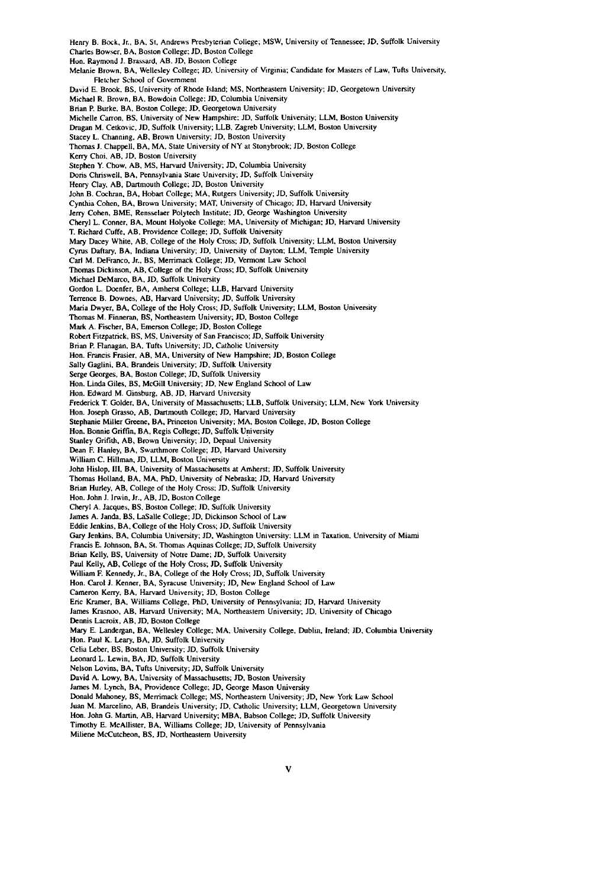Henry B. Bock, Jr., BA, St. Andrews Presbyterian College; MSW, University of Tennessee; JD, Suffolk University
Charles Bowser, BA, Boston College; JD, Boston College
Hon. Raymond J. Brassard, AB, JD, Boston College
Melanie Brown, BA, Wellesley College; JD, University of Virginia; Candidate for Masters of Law, Tufts University, Fletcher School of Government
David E. Brook, BS, University of Rhode Island; MS, Northeastern University; JD, Georgetown University
Michael R. Brown, BA, Bowdoin College; JD, Columbia University
Brian P. Burke, BA, Boston College; JD, Georgetown University
Michelle Carron, BS, University of New Hampshire; JD, Suffolk University; LLM, Boston University
Dragan M. Cetkovic, JD, Suffolk University; LLB, Zagreb University; LLM, Boston University
Stacey L. Channing, AB, Brown University; JD, Boston University
Thomas J. Chappell, BA, MA, State University of NY at Stonybrook; JD, Boston College
Kerry Choi, AB, JD, Boston University
Stephen Y. Chow, AB, MS, Harvard University; JD, Columbia University
Doris Chriswell, BA, Pennsylvania State University; JD, Suffolk University
Henry Clay, AB, Dartmouth College; JD, Boston University
John B. Cochran, BA, Hobart College; MA, Rutgers University; JD, Suffolk University
Cynthia Cohen, BA, Brown University; MAT, University of Chicago; JD, Harvard University
Jerry Cohen, BME, Rensselaer Polytech Institute; JD, George Washington University
Cheryl L. Conner, BA, Mount Holyoke College; MA, University of Michigan; JD, Harvard University
T. Richard Cuffe, AB, Providence College; JD, Suffolk University
Mary Dacey White, AB, College of the Holy Cross; JD, Suffolk University; LLM, Boston University
Cyrus Daftary, BA, Indiana University; JD, University of Dayton; LLM, Temple University
Carl M. DeFranco, Jr., BS, Merrimack College; JD, Vermont Law School
Thomas Dickinson, AB, College of the Holy Cross; JD, Suffolk University
Michael DeMarco, BA, JD, Suffolk University
Gordon L. Doenfer, BA, Amherst College; LLB, Harvard University
Terrence B. Downes, AB, Harvard University; JD, Suffolk University
Maria Dwyer, BA, College of the Holy Cross; JD, Suffolk University; LLM, Boston University
Thomas M. Finneran, BS, Northeastern University; JD, Boston College
Mark A. Fischer, BA, Emerson College; JD, Boston College
Robert Fitzpatrick, BS, MS, University of San Francisco; JD, Suffolk University
Brian P. Flanagan, BA, Tufts University; JD, Catholic University
Hon. Francis Frasier, AB, MA, University of New Hampshire; JD, Boston College
Sally Gaglini, BA, Brandeis University; JD, Suffolk University
Serge Georges, BA, Boston College; JD, Suffolk University
Hon. Linda Giles, BS, McGill University; JD, New England School of Law
Hon. Edward M. Ginsburg, AB, JD, Harvard University
Frederick T. Golder, BA, University of Massachusetts; LLB, Suffolk University; LLM, New York University
Hon. Joseph Grasso, AB, Dartmouth College; JD, Harvard University
Stephanie Miller Greene, BA, Princeton University; MA, Boston College, JD, Boston College
Hon. Bonnie Griffin, BA, Regis College; JD, Suffolk University
Stanley Grifith, AB, Brown University; JD, Depaul University
Dean F. Hanley, BA, Swarthmore College; JD, Harvard University
William C. Hillman, JD, LLM, Boston University
John Hislop, III, BA, University of Massachusetts at Amherst; JD, Suffolk University
Thomas Holland, BA, MA, PhD, University of Nebraska; JD, Harvard University
Brian Hurley, AB, College of the Holy Cross; JD, Suffolk University
Hon. John J. Irwin, Jr., AB, JD, Boston College
Cheryl A. Jacques, BS, Boston College; JD, Suffolk University
James A. Janda, BS, LaSalle College; JD, Dickinson School of Law
Eddie Jenkins, BA, College of the Holy Cross; JD, Suffolk University
Gary Jenkins, BA, Columbia University; JD, Washington University; LLM in Taxation, University of Miami
Francis E. Johnson, BA, St. Thomas Aquinas College; JD, Suffolk University
Brian Kelly, BS, University of Notre Dame; JD, Suffolk University
Paul Kelly, AB, College of the Holy Cross; JD, Suffolk University
William F. Kennedy, Jr., BA, College of the Holy Cross; JD, Suffolk University
Hon. Carol J. Kenner, BA, Syracuse University; JD, New England School of Law
Cameron Kerry, BA, Harvard University; JD, Boston College
Eric Kramer, BA, Williams College, PhD, University of Pennsylvania; JD, Harvard University
James Krasnoo, AB, Harvard University; MA, Northeastern University; JD, University of Chicago
Dennis Lacroix, AB, JD, Boston College
Mary E. Landergan, BA, Wellesley College; MA, University College, Dublin, Ireland; JD, Columbia University
Hon. Paul K. Leary, BA, JD, Suffolk University
Celia Leber, BS, Boston University; JD, Suffolk University
Leonard L. Lewin, BA, JD, Suffolk University
Nelson Lovins, BA, Tufts University; JD, Suffolk University
David A. Lowy, BA, University of Massachusetts; JD, Boston University
James M. Lynch, BA, Providence College; JD, George Mason University
Donald Mahoney, BS, Merrimack College; MS, Northeastern University; JD, New York Law School
Juan M. Marcelino, AB, Brandeis University; JD, Catholic University; LLM, Georgetown University
Hon. John G. Martin, AB, Harvard University; MBA, Babson College; JD, Suffolk University
Timothy E. McAllister, BA, Williams College; JD, University of Pennsylvania
Miliene McCutcheon, BS, JD, Northeastern University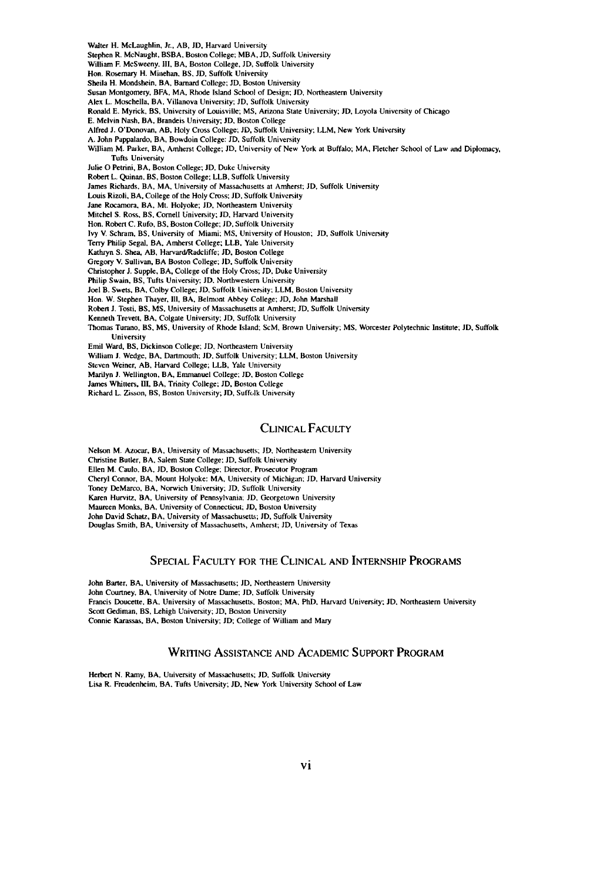Walter H. McLaughlin, Jr., AB, JD, Harvard University
Stephen R. McNaught, BSBA, Boston College; MBA, JD, Suffolk University
William F. McSweeny, III, BA, Boston College, JD, Suffolk University
Hon. Rosemary H. Minehan, BS, JD, Suffolk University
Sheila H. Mondshein, BA, Barnard College; JD, Boston University
Susan Montgomery, BFA, MA, Rhode Island School of Design; JD, Northeastern University
Alex L. Moschella, BA, Villanova University; JD, Suffolk University
Ronald E. Myrick, BS, University of Louisville; MS, Arizona State University; JD, Loyola University of Chicago
E. Melvin Nash, BA, Brandeis University; JD, Boston College
Alfred J. O'Donovan, AB, Holy Cross College; JD, Suffolk University; LLM, New York University
A. John Pappalardo, BA, Bowdoin College; JD, Suffolk University
William M. Parker, BA, Amherst College; JD, University of New York at Buffalo; MA, Fletcher School of Law and Diplomacy, Tufts University
Julie O Petrini, BA, Boston College; JD, Duke University
Robert L. Quinan, BS, Boston College; LLB, Suffolk University
James Richards, BA, MA, University of Massachusetts at Amherst; JD, Suffolk University
Louis Rizoli, BA, College of the Holy Cross; JD, Suffolk University
Jane Rocamora, BA, Mt. Holyoke; JD, Northeastern University
Mitchel S. Ross, BS, Cornell University; JD, Harvard University
Hon. Robert C. Rufo, BS, Boston College; JD, Suffolk University
Ivy V. Schram, BS, University of Miami; MS, University of Houston; JD, Suffolk University
Terry Philip Segal, BA, Amherst College; LLB, Yale University
Kathryn S. Shea, AB, Harvard/Radcliffe; JD, Boston College
Gregory V. Sullivan, BA Boston College; JD, Suffolk University
Christopher J. Supple, BA, College of the Holy Cross; JD, Duke University
Philip Swain, BS, Tufts University; JD, Northwestern University
Joel B. Swets, BA, Colby College; JD, Suffolk University; LLM, Boston University
Hon. W. Stephen Thayer, III, BA, Belmont Abbey College; JD, John Marshall
Robert J. Tosti, BS, MS, University of Massachusetts at Amherst; JD, Suffolk University
Kenneth Trevett, BA, Colgate University; JD, Suffolk University
Thomas Turano, BS, MS, University of Rhode Island; ScM, Brown University; MS, Worcester Polytechnic Institute; JD, Suffolk University
Emil Ward, BS, Dickinson College; JD, Northeastern University
William J. Wedge, BA, Dartmouth; JD, Suffolk University; LLM, Boston University
Steven Weiner, AB, Harvard College; LLB, Yale University
Marilyn J. Wellington, BA, Emmanuel College; JD, Boston College
James Whitters, III, BA, Trinity College; JD, Boston College
Richard L. Zisson, BS, Boston University; JD, Suffolk University

## Clinical Faculty

Nelson M. Azocar, BA, University of Massachusetts; JD, Northeastern University
Christine Butler, BA, Salem State College; JD, Suffolk University
Ellen M. Caulo, BA, JD, Boston College; Director, Prosecutor Program
Cheryl Connor, BA, Mount Holyoke; MA, University of Michigan; JD, Harvard University
Toney DeMarco, BA, Norwich University; JD, Suffolk University
Karen Hurvitz, BA, University of Pennsylvania; JD, Georgetown University
Maureen Monks, BA, University of Connecticut; JD, Boston University
John David Schatz, BA, University of Massachusetts; JD, Suffolk University
Douglas Smith, BA, University of Massachusetts, Amherst; JD, University of Texas

## Special Faculty for the Clinical and Internship Programs

John Barter, BA, University of Massachusetts; JD, Northeastern University
John Courtney, BA, University of Notre Dame; JD, Suffolk University
Francis Doucette, BA, University of Massachusetts, Boston; MA, PhD, Harvard University; JD, Northeastern University
Scott Gediman, BS, Lehigh University; JD, Boston University
Connie Karassas, BA, Boston University; JD; College of William and Mary

## Writing Assistance and Academic Support Program

Herbert N. Ramy, BA, University of Massachusetts; JD, Suffolk University
Lisa R. Freudenheim, BA, Tufts University; JD, New York University School of Law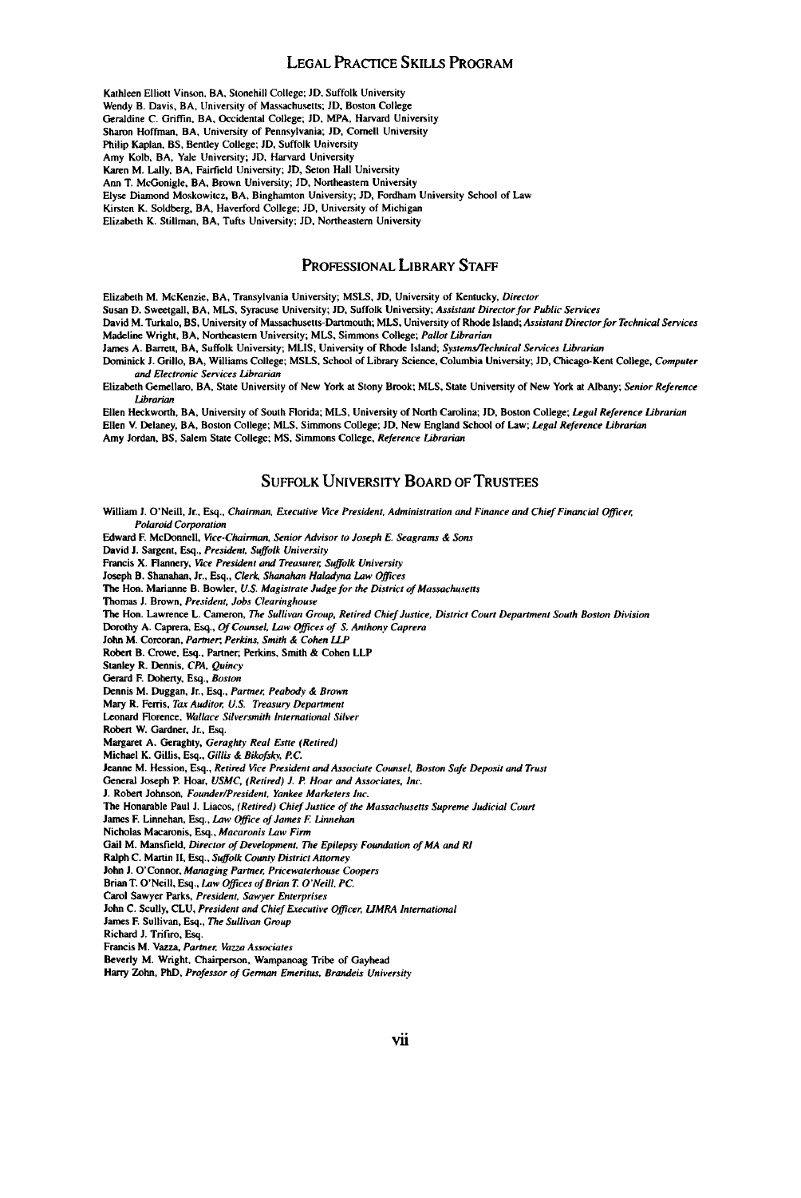## Legal Practice Skills Program

Kathleen Elliott Vinson, BA, Stonehill College; JD, Suffolk University
Wendy B. Davis, BA, University of Massachusetts; JD, Boston College
Geraldine C. Griffin, BA, Occidental College; JD, MPA, Harvard University
Sharon Hoffman, BA, University of Pennsylvania; JD, Cornell University
Philip Kaplan, BS, Bentley College; JD, Suffolk University
Amy Kolb, BA, Yale University; JD, Harvard University
Karen M. Lally, BA, Fairfield University; JD, Seton Hall University
Ann T. McGonigle, BA, Brown University; JD, Northeastern University
Elyse Diamond Moskowitcz, BA, Binghamton University; JD, Fordham University School of Law
Kirsten K. Soldberg, BA, Haverford College; JD, University of Michigan
Elizabeth K. Stillman, BA, Tufts University; JD, Northeastern University

## Professional Library Staff

Elizabeth M. McKenzie, BA, Transylvania University; MSLS, JD, University of Kentucky, *Director*
Susan D. Sweetgall, BA, MLS, Syracuse University; JD, Suffolk University; *Assistant Director for Public Services*
David M. Turkalo, BS, University of Massachusetts-Dartmouth; MLS, University of Rhode Island; *Assistant Director for Technical Services*
Madeline Wright, BA, Northeastern University; MLS, Simmons College; *Pallot Librarian*
James A. Barrett, BA, Suffolk University; MLIS, University of Rhode Island; *Systems/Technical Services Librarian*
Dominick J. Grillo, BA, Williams College; MSLS, School of Library Science, Columbia University; JD, Chicago-Kent College, *Computer and Electronic Services Librarian*
Elizabeth Gemellaro, BA, State University of New York at Stony Brook; MLS, State University of New York at Albany; *Senior Reference Librarian*
Ellen Heckworth, BA, University of South Florida; MLS, University of North Carolina; JD, Boston College; *Legal Reference Librarian*
Ellen V. Delaney, BA, Boston College; MLS, Simmons College; JD, New England School of Law; *Legal Reference Librarian*
Amy Jordan, BS, Salem State College; MS, Simmons College, *Reference Librarian*

## Suffolk University Board of Trustees

William J. O'Neill, Jr., Esq., *Chairman, Executive Vice President, Administration and Finance and Chief Financial Officer, Polaroid Corporation*
Edward F. McDonnell, *Vice-Chairman, Senior Advisor to Joseph E. Seagrams & Sons*
David J. Sargent, Esq., *President, Suffolk University*
Francis X. Flannery, *Vice President and Treasurer, Suffolk University*
Joseph B. Shanahan, Jr., Esq., *Clerk, Shanahan Haladyna Law Offices*
The Hon. Marianne B. Bowler, *U.S. Magistrate Judge for the District of Massachusetts*
Thomas J. Brown, *President, Jobs Clearinghouse*
The Hon. Lawrence L. Cameron, *The Sullivan Group, Retired Chief Justice, District Court Department South Boston Division*
Dorothy A. Caprera, Esq., *Of Counsel, Law Offices of S. Anthony Caprera*
John M. Corcoran, *Partner; Perkins, Smith & Cohen LLP*
Robert B. Crowe, Esq., Partner; Perkins, Smith & Cohen LLP
Stanley R. Dennis, *CPA, Quincy*
Gerard F. Doherty, Esq., *Boston*
Dennis M. Duggan, Jr., Esq., *Partner, Peabody & Brown*
Mary R. Ferris, *Tax Auditor, U.S. Treasury Department*
Leonard Florence, *Wallace Silversmith International Silver*
Robert W. Gardner, Jr., Esq.
Margaret A. Geraghty, *Geraghty Real Estte (Retired)*
Michael K. Gillis, Esq., *Gillis & Bikofsky, P.C.*
Jeanne M. Hession, Esq., *Retired Vice President and Associate Counsel, Boston Safe Deposit and Trust*
General Joseph P. Hoar, *USMC, (Retired) J. P. Hoar and Associates, Inc.*
J. Robert Johnson, *Founder/President, Yankee Marketers Inc.*
The Honarable Paul J. Liacos, *(Retired) Chief Justice of the Massachusetts Supreme Judicial Court*
James F. Linnehan, Esq., *Law Office of James F. Linnehan*
Nicholas Macaronis, Esq., *Macaronis Law Firm*
Gail M. Mansfield, *Director of Development, The Epilepsy Foundation of MA and RI*
Ralph C. Martin II, Esq., *Suffolk County District Attorney*
John J. O'Connor, *Managing Partner, Pricewaterhouse Coopers*
Brian T. O'Neill, Esq., *Law Offices of Brian T. O'Neill, PC.*
Carol Sawyer Parks, *President, Sawyer Enterprises*
John C. Scully, CLU, *President and Chief Executive Officer, LIMRA International*
James F. Sullivan, Esq., *The Sullivan Group*
Richard J. Trifiro, Esq.
Francis M. Vazza, *Partner, Vazza Associates*
Beverly M. Wright, Chairperson, Wampanoag Tribe of Gayhead
Harry Zohn, PhD, *Professor of German Emeritus, Brandeis University*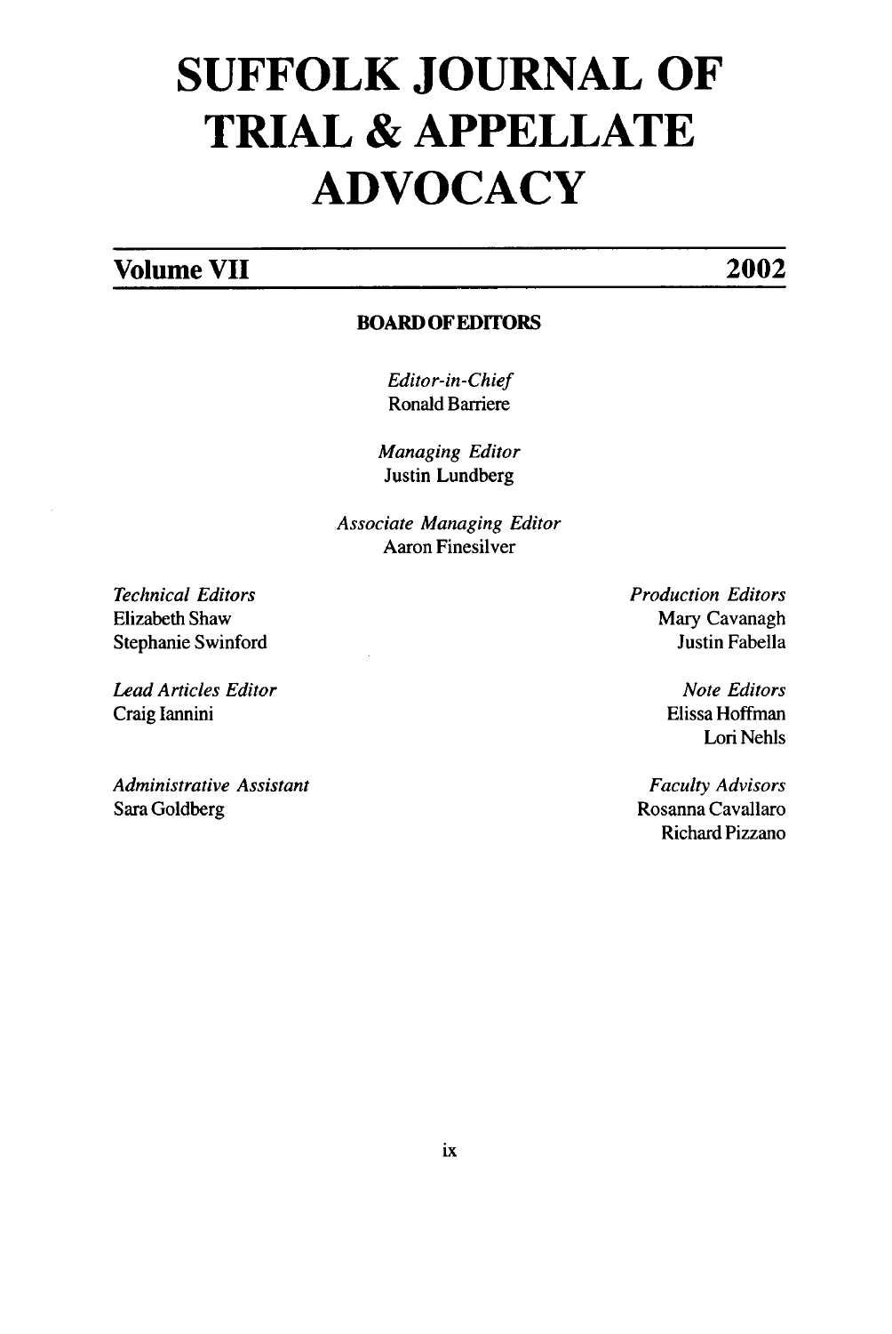# SUFFOLK JOURNAL OF TRIAL & APPELLATE ADVOCACY

**Volume VII** **2002**

**BOARD OF EDITORS**

*Editor-in-Chief*
Ronald Barriere

*Managing Editor*
Justin Lundberg

*Associate Managing Editor*
Aaron Finesilver

*Technical Editors*
Elizabeth Shaw
Stephanie Swinford

*Production Editors*
Mary Cavanagh
Justin Fabella

*Lead Articles Editor*
Craig Iannini

*Note Editors*
Elissa Hoffman
Lori Nehls

*Administrative Assistant*
Sara Goldberg

*Faculty Advisors*
Rosanna Cavallaro
Richard Pizzano